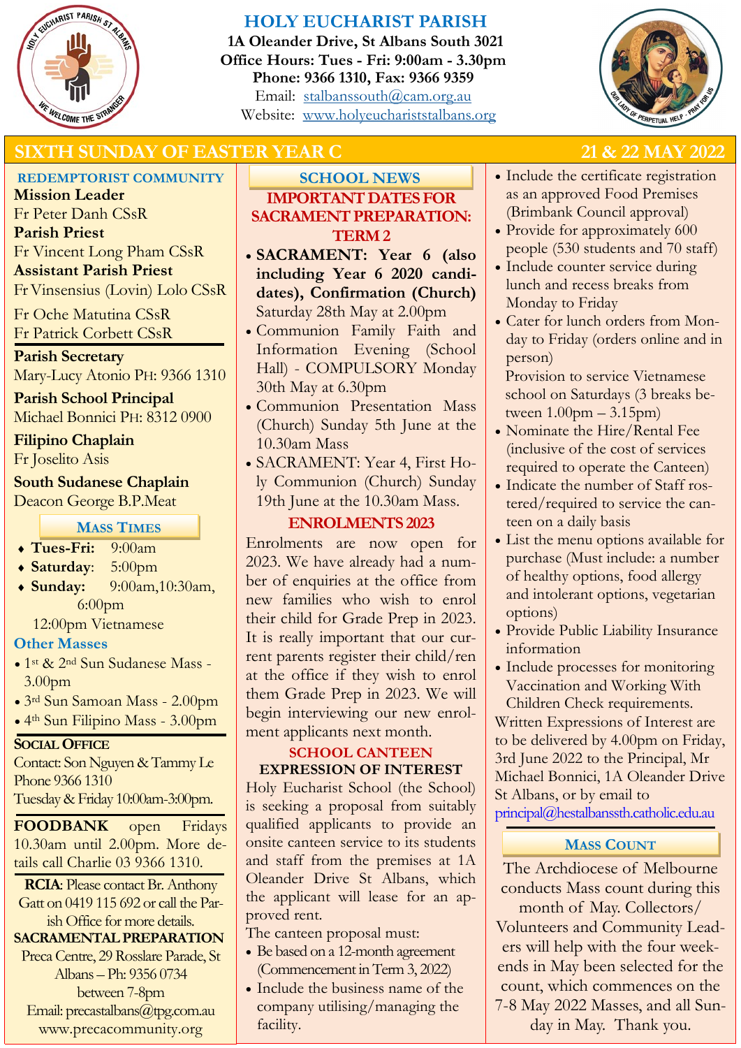# HOLY EUCHARIST PARISH

**1A Oleander Drive, St Albans South 3021**
**Office Hours: Tues - Fri: 9:00am - 3.30pm**
**Phone: 9366 1310, Fax: 9366 9359**
Email: stalbanssouth@cam.org.au
Website: www.holyeucharistst albans.org

## SIXTH SUNDAY OF EASTER YEAR C — 21 & 22 MAY 2022

### REDEMPTORIST COMMUNITY

**Mission Leader**
Fr Peter Danh CSsR
**Parish Priest**
Fr Vincent Long Pham CSsR
**Assistant Parish Priest**
Fr Vinsensius (Lovin) Lolo CSsR

Fr Oche Matutina CSsR
Fr Patrick Corbett CSsR

**Parish Secretary**
Mary-Lucy Atonio PH: 9366 1310

**Parish School Principal**
Michael Bonnici PH: 8312 0900

**Filipino Chaplain**
Fr Joselito Asis

**South Sudanese Chaplain**
Deacon George B.P.Meat

### MASS TIMES

- **Tues-Fri:** 9:00am
- **Saturday**: 5:00pm
- **Sunday:** 9:00am,10:30am, 6:00pm
  12:00pm Vietnamese

### Other Masses

- 1st & 2nd Sun Sudanese Mass - 3.00pm
- 3rd Sun Samoan Mass - 2.00pm
- 4th Sun Filipino Mass - 3.00pm

### SOCIAL OFFICE

Contact: Son Nguyen & Tammy Le
Phone 9366 1310
Tuesday & Friday 10:00am-3:00pm.

**FOODBANK** open Fridays 10.30am until 2.00pm. More details call Charlie 03 9366 1310.

**RCIA**: Please contact Br. Anthony Gatt on 0419 115 692 or call the Parish Office for more details.

**SACRAMENTAL PREPARATION**
Preca Centre, 29 Rosslare Parade, St Albans – Ph: 9356 0734
between 7-8pm
Email: precastalbans@tpg.com.au
www.precacommunity.org

### SCHOOL NEWS

#### IMPORTANT DATES FOR SACRAMENT PREPARATION: TERM 2

- **SACRAMENT: Year 6 (also including Year 6 2020 candidates), Confirmation (Church)** Saturday 28th May at 2.00pm
- Communion Family Faith and Information Evening (School Hall) - COMPULSORY Monday 30th May at 6.30pm
- Communion Presentation Mass (Church) Sunday 5th June at the 10.30am Mass
- SACRAMENT: Year 4, First Holy Communion (Church) Sunday 19th June at the 10.30am Mass.

#### ENROLMENTS 2023

Enrolments are now open for 2023. We have already had a number of enquiries at the office from new families who wish to enrol their child for Grade Prep in 2023. It is really important that our current parents register their child/ren at the office if they wish to enrol them Grade Prep in 2023. We will begin interviewing our new enrolment applicants next month.

#### SCHOOL CANTEEN
**EXPRESSION OF INTEREST**

Holy Eucharist School (the School) is seeking a proposal from suitably qualified applicants to provide an onsite canteen service to its students and staff from the premises at 1A Oleander Drive St Albans, which the applicant will lease for an approved rent.

The canteen proposal must:

- Be based on a 12-month agreement (Commencement in Term 3, 2022)
- Include the business name of the company utilising/managing the facility.
- Include the certificate registration as an approved Food Premises (Brimbank Council approval)
- Provide for approximately 600 people (530 students and 70 staff)
- Include counter service during lunch and recess breaks from Monday to Friday
- Cater for lunch orders from Monday to Friday (orders online and in person)
  Provision to service Vietnamese school on Saturdays (3 breaks between 1.00pm – 3.15pm)
- Nominate the Hire/Rental Fee (inclusive of the cost of services required to operate the Canteen)
- Indicate the number of Staff rostered/required to service the canteen on a daily basis
- List the menu options available for purchase (Must include: a number of healthy options, food allergy and intolerant options, vegetarian options)
- Provide Public Liability Insurance information
- Include processes for monitoring Vaccination and Working With Children Check requirements.

Written Expressions of Interest are to be delivered by 4.00pm on Friday, 3rd June 2022 to the Principal, Mr Michael Bonnici, 1A Oleander Drive St Albans, or by email to principal@hestalbanssth.catholic.edu.au

### MASS COUNT

The Archdiocese of Melbourne conducts Mass count during this month of May. Collectors/ Volunteers and Community Leaders will help with the four weekends in May been selected for the count, which commences on the 7-8 May 2022 Masses, and all Sunday in May. Thank you.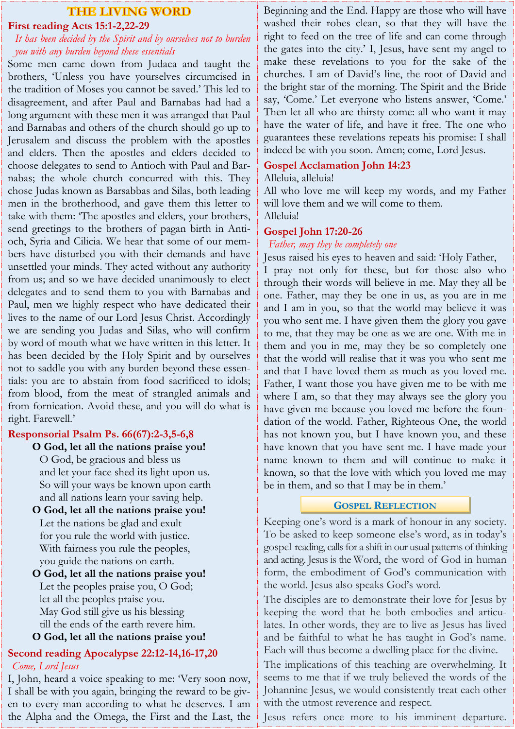# THE LIVING WORD

## First reading Acts 15:1-2,22-29

*It has been decided by the Spirit and by ourselves not to burden you with any burden beyond these essentials*

Some men came down from Judaea and taught the brothers, 'Unless you have yourselves circumcised in the tradition of Moses you cannot be saved.' This led to disagreement, and after Paul and Barnabas had had a long argument with these men it was arranged that Paul and Barnabas and others of the church should go up to Jerusalem and discuss the problem with the apostles and elders. Then the apostles and elders decided to choose delegates to send to Antioch with Paul and Barnabas; the whole church concurred with this. They chose Judas known as Barsabbas and Silas, both leading men in the brotherhood, and gave them this letter to take with them: 'The apostles and elders, your brothers, send greetings to the brothers of pagan birth in Antioch, Syria and Cilicia. We hear that some of our members have disturbed you with their demands and have unsettled your minds. They acted without any authority from us; and so we have decided unanimously to elect delegates and to send them to you with Barnabas and Paul, men we highly respect who have dedicated their lives to the name of our Lord Jesus Christ. Accordingly we are sending you Judas and Silas, who will confirm by word of mouth what we have written in this letter. It has been decided by the Holy Spirit and by ourselves not to saddle you with any burden beyond these essentials: you are to abstain from food sacrificed to idols; from blood, from the meat of strangled animals and from fornication. Avoid these, and you will do what is right. Farewell.'

## Responsorial Psalm Ps. 66(67):2-3,5-6,8

**O God, let all the nations praise you!**

O God, be gracious and bless us
and let your face shed its light upon us.
So will your ways be known upon earth
and all nations learn your saving help.

**O God, let all the nations praise you!**

Let the nations be glad and exult
for you rule the world with justice.
With fairness you rule the peoples,
you guide the nations on earth.

**O God, let all the nations praise you!**

Let the peoples praise you, O God;
let all the peoples praise you.
May God still give us his blessing
till the ends of the earth revere him.

**O God, let all the nations praise you!**

## Second reading Apocalypse 22:12-14,16-17,20

*Come, Lord Jesus*

I, John, heard a voice speaking to me: 'Very soon now, I shall be with you again, bringing the reward to be given to every man according to what he deserves. I am the Alpha and the Omega, the First and the Last, the Beginning and the End. Happy are those who will have washed their robes clean, so that they will have the right to feed on the tree of life and can come through the gates into the city.' I, Jesus, have sent my angel to make these revelations to you for the sake of the churches. I am of David's line, the root of David and the bright star of the morning. The Spirit and the Bride say, 'Come.' Let everyone who listens answer, 'Come.' Then let all who are thirsty come: all who want it may have the water of life, and have it free. The one who guarantees these revelations repeats his promise: I shall indeed be with you soon. Amen; come, Lord Jesus.

## Gospel Acclamation John 14:23

Alleluia, alleluia!
All who love me will keep my words, and my Father will love them and we will come to them.
Alleluia!

## Gospel John 17:20-26

*Father, may they be completely one*

Jesus raised his eyes to heaven and said: 'Holy Father,
I pray not only for these, but for those also who through their words will believe in me. May they all be one. Father, may they be one in us, as you are in me and I am in you, so that the world may believe it was you who sent me. I have given them the glory you gave to me, that they may be one as we are one. With me in them and you in me, may they be so completely one that the world will realise that it was you who sent me and that I have loved them as much as you loved me. Father, I want those you have given me to be with me where I am, so that they may always see the glory you have given me because you loved me before the foundation of the world. Father, Righteous One, the world has not known you, but I have known you, and these have known that you have sent me. I have made your name known to them and will continue to make it known, so that the love with which you loved me may be in them, and so that I may be in them.'

## Gospel Reflection

Keeping one's word is a mark of honour in any society. To be asked to keep someone else's word, as in today's gospel reading, calls for a shift in our usual patterns of thinking and acting. Jesus is the Word, the word of God in human form, the embodiment of God's communication with the world. Jesus also speaks God's word.

The disciples are to demonstrate their love for Jesus by keeping the word that he both embodies and articulates. In other words, they are to live as Jesus has lived and be faithful to what he has taught in God's name. Each will thus become a dwelling place for the divine.

The implications of this teaching are overwhelming. It seems to me that if we truly believed the words of the Johannine Jesus, we would consistently treat each other with the utmost reverence and respect.

Jesus refers once more to his imminent departure.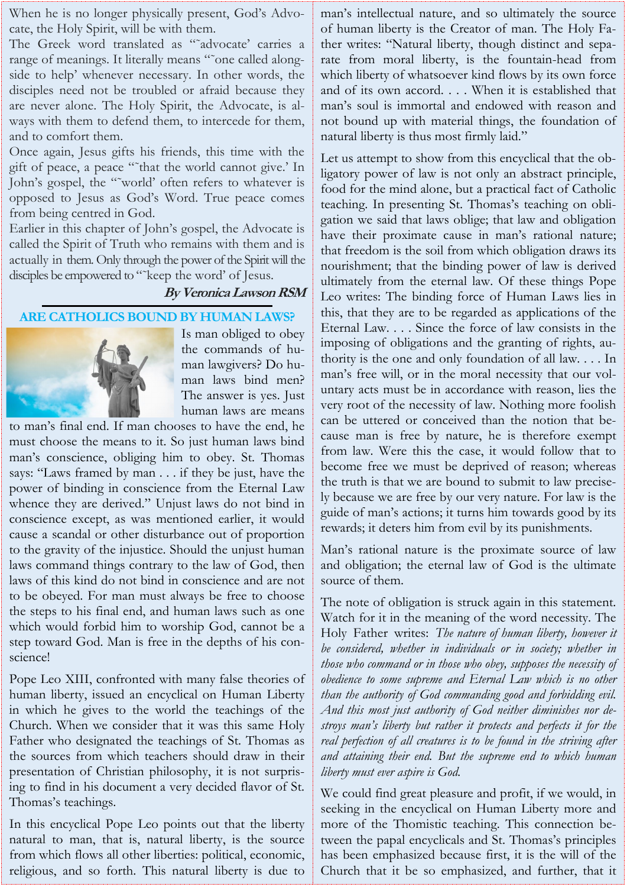When he is no longer physically present, God's Advocate, the Holy Spirit, will be with them.

The Greek word translated as "˜advocate' carries a range of meanings. It literally means "˜one called alongside to help' whenever necessary. In other words, the disciples need not be troubled or afraid because they are never alone. The Holy Spirit, the Advocate, is always with them to defend them, to intercede for them, and to comfort them.

Once again, Jesus gifts his friends, this time with the gift of peace, a peace "˜that the world cannot give.' In John's gospel, the "˜world' often refers to whatever is opposed to Jesus as God's Word. True peace comes from being centred in God.

Earlier in this chapter of John's gospel, the Advocate is called the Spirit of Truth who remains with them and is actually in them. Only through the power of the Spirit will the disciples be empowered to "˜keep the word' of Jesus.

***By Veronica Lawson RSM***

## ARE CATHOLICS BOUND BY HUMAN LAWS?

Is man obliged to obey the commands of human lawgivers? Do human laws bind men? The answer is yes. Just human laws are means to man's final end. If man chooses to have the end, he must choose the means to it. So just human laws bind man's conscience, obliging him to obey. St. Thomas says: "Laws framed by man . . . if they be just, have the power of binding in conscience from the Eternal Law whence they are derived." Unjust laws do not bind in conscience except, as was mentioned earlier, it would cause a scandal or other disturbance out of proportion to the gravity of the injustice. Should the unjust human laws command things contrary to the law of God, then laws of this kind do not bind in conscience and are not to be obeyed. For man must always be free to choose the steps to his final end, and human laws such as one which would forbid him to worship God, cannot be a step toward God. Man is free in the depths of his conscience!

Pope Leo XIII, confronted with many false theories of human liberty, issued an encyclical on Human Liberty in which he gives to the world the teachings of the Church. When we consider that it was this same Holy Father who designated the teachings of St. Thomas as the sources from which teachers should draw in their presentation of Christian philosophy, it is not surprising to find in his document a very decided flavor of St. Thomas's teachings.

In this encyclical Pope Leo points out that the liberty natural to man, that is, natural liberty, is the source from which flows all other liberties: political, economic, religious, and so forth. This natural liberty is due to man's intellectual nature, and so ultimately the source of human liberty is the Creator of man. The Holy Father writes: "Natural liberty, though distinct and separate from moral liberty, is the fountain-head from which liberty of whatsoever kind flows by its own force and of its own accord. . . . When it is established that man's soul is immortal and endowed with reason and not bound up with material things, the foundation of natural liberty is thus most firmly laid."

Let us attempt to show from this encyclical that the obligatory power of law is not only an abstract principle, food for the mind alone, but a practical fact of Catholic teaching. In presenting St. Thomas's teaching on obligation we said that laws oblige; that law and obligation have their proximate cause in man's rational nature; that freedom is the soil from which obligation draws its nourishment; that the binding power of law is derived ultimately from the eternal law. Of these things Pope Leo writes: The binding force of Human Laws lies in this, that they are to be regarded as applications of the Eternal Law. . . . Since the force of law consists in the imposing of obligations and the granting of rights, authority is the one and only foundation of all law. . . . In man's free will, or in the moral necessity that our voluntary acts must be in accordance with reason, lies the very root of the necessity of law. Nothing more foolish can be uttered or conceived than the notion that because man is free by nature, he is therefore exempt from law. Were this the case, it would follow that to become free we must be deprived of reason; whereas the truth is that we are bound to submit to law precisely because we are free by our very nature. For law is the guide of man's actions; it turns him towards good by its rewards; it deters him from evil by its punishments.

Man's rational nature is the proximate source of law and obligation; the eternal law of God is the ultimate source of them.

The note of obligation is struck again in this statement. Watch for it in the meaning of the word necessity. The Holy Father writes: *The nature of human liberty, however it be considered, whether in individuals or in society; whether in those who command or in those who obey, supposes the necessity of obedience to some supreme and Eternal Law which is no other than the authority of God commanding good and forbidding evil. And this most just authority of God neither diminishes nor destroys man's liberty but rather it protects and perfects it for the real perfection of all creatures is to be found in the striving after and attaining their end. But the supreme end to which human liberty must ever aspire is God.*

We could find great pleasure and profit, if we would, in seeking in the encyclical on Human Liberty more and more of the Thomistic teaching. This connection between the papal encyclicals and St. Thomas's principles has been emphasized because first, it is the will of the Church that it be so emphasized, and further, that it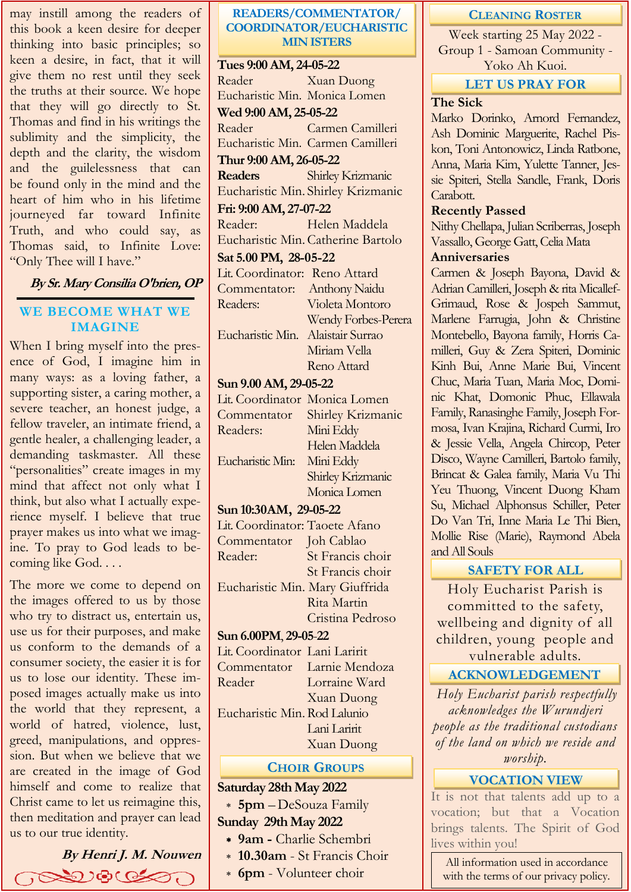may instill among the readers of this book a keen desire for deeper thinking into basic principles; so keen a desire, in fact, that it will give them no rest until they seek the truths at their source. We hope that they will go directly to St. Thomas and find in his writings the sublimity and the simplicity, the depth and the clarity, the wisdom and the guilelessness that can be found only in the mind and the heart of him who in his lifetime journeyed far toward Infinite Truth, and who could say, as Thomas said, to Infinite Love: "Only Thee will I have."

***By Sr. Mary Consilia O'brien, OP***

## WE BECOME WHAT WE IMAGINE

When I bring myself into the presence of God, I imagine him in many ways: as a loving father, a supporting sister, a caring mother, a severe teacher, an honest judge, a fellow traveler, an intimate friend, a gentle healer, a challenging leader, a demanding taskmaster. All these "personalities" create images in my mind that affect not only what I think, but also what I actually experience myself. I believe that true prayer makes us into what we imagine. To pray to God leads to becoming like God. . . .

The more we come to depend on the images offered to us by those who try to distract us, entertain us, use us for their purposes, and make us conform to the demands of a consumer society, the easier it is for us to lose our identity. These imposed images actually make us into the world that they represent, a world of hatred, violence, lust, greed, manipulations, and oppression. But when we believe that we are created in the image of God himself and come to realize that Christ came to let us reimagine this, then meditation and prayer can lead us to our true identity.

***By Henri J. M. Nouwen***

## READERS/COMMENTATOR/COORDINATOR/EUCHARISTIC MINISTERS

**Tues 9:00 AM, 24-05-22**

| | |
|---|---|
| Reader | Xuan Duong |
| Eucharistic Min. | Monica Lomen |

**Wed 9:00 AM, 25-05-22**

| | |
|---|---|
| Reader | Carmen Camilleri |
| Eucharistic Min. | Carmen Camilleri |

**Thur 9:00 AM, 26-05-22**

| | |
|---|---|
| **Readers** | Shirley Krizmanic |
| Eucharistic Min. | Shirley Krizmanic |

**Fri: 9:00 AM, 27-07-22**

| | |
|---|---|
| Reader: | Helen Maddela |
| Eucharistic Min. | Catherine Bartolo |

**Sat 5.00 PM, 28-05-22**

| | |
|---|---|
| Lit. Coordinator: | Reno Attard |
| Commentator: | Anthony Naidu |
| Readers: | Violeta Montoro |
| | Wendy Forbes-Perera |
| Eucharistic Min. | Alaistair Surrao |
| | Miriam Vella |
| | Reno Attard |

**Sun 9.00 AM, 29-05-22**

| | |
|---|---|
| Lit. Coordinator | Monica Lomen |
| Commentator | Shirley Krizmanic |
| Readers: | Mini Eddy |
| | Helen Maddela |
| Eucharistic Min: | Mini Eddy |
| | Shirley Krizmanic |
| | Monica Lomen |

**Sun 10:30AM, 29-05-22**

| | |
|---|---|
| Lit. Coordinator: | Taoete Afano |
| Commentator | Joh Cablao |
| Reader: | St Francis choir |
| | St Francis choir |
| Eucharistic Min. | Mary Giuffrida |
| | Rita Martin |
| | Cristina Pedroso |

**Sun 6.00PM, 29-05-22**

| | |
|---|---|
| Lit. Coordinator | Lani Laririt |
| Commentator | Larnie Mendoza |
| Reader | Lorraine Ward |
| | Xuan Duong |
| Eucharistic Min. | Rod Lalunio |
| | Lani Laririt |
| | Xuan Duong |

## CHOIR GROUPS

**Saturday 28th May 2022**

- **5pm** – DeSouza Family

**Sunday 29th May 2022**

- **9am -** Charlie Schembri
- **10.30am** - St Francis Choir
- **6pm** - Volunteer choir

## CLEANING ROSTER

Week starting 25 May 2022 - Group 1 - Samoan Community - Yoko Ah Kuoi.

## LET US PRAY FOR

**The Sick**

Marko Dorinko, Arnord Fernandez, Ash Dominic Marguerite, Rachel Piskon, Toni Antonowicz, Linda Ratbone, Anna, Maria Kim, Yulette Tanner, Jessie Spiteri, Stella Sandle, Frank, Doris Carabott.

**Recently Passed**

Nithy Chellapa, Julian Scriberras, Joseph Vassallo, George Gatt, Celia Mata

**Anniversaries**

Carmen & Joseph Bayona, David & Adrian Camilleri, Joseph & rita Micallef-Grimaud, Rose & Jospeh Sammut, Marlene Farrugia, John & Christine Montebello, Bayona family, Horris Camilleri, Guy & Zera Spiteri, Dominic Kinh Bui, Anne Marie Bui, Vincent Chuc, Maria Tuan, Maria Moc, Dominic Khat, Domonic Phuc, Ellawala Family, Ranasinghe Family, Joseph Formosa, Ivan Krajina, Richard Curmi, Iro & Jessie Vella, Angela Chircop, Peter Disco, Wayne Camilleri, Bartolo family, Brincat & Galea family, Maria Vu Thi Yeu Thuong, Vincent Duong Kham Su, Michael Alphonsus Schiller, Peter Do Van Tri, Inne Maria Le Thi Bien, Mollie Rise (Marie), Raymond Abela and All Souls

## SAFETY FOR ALL

Holy Eucharist Parish is committed to the safety, wellbeing and dignity of all children, young people and vulnerable adults.

## ACKNOWLEDGEMENT

*Holy Eucharist parish respectfully acknowledges the Wurundjeri people as the traditional custodians of the land on which we reside and worship.*

## VOCATION VIEW

It is not that talents add up to a vocation; but that a Vocation brings talents. The Spirit of God lives within you!

All information used in accordance with the terms of our privacy policy.